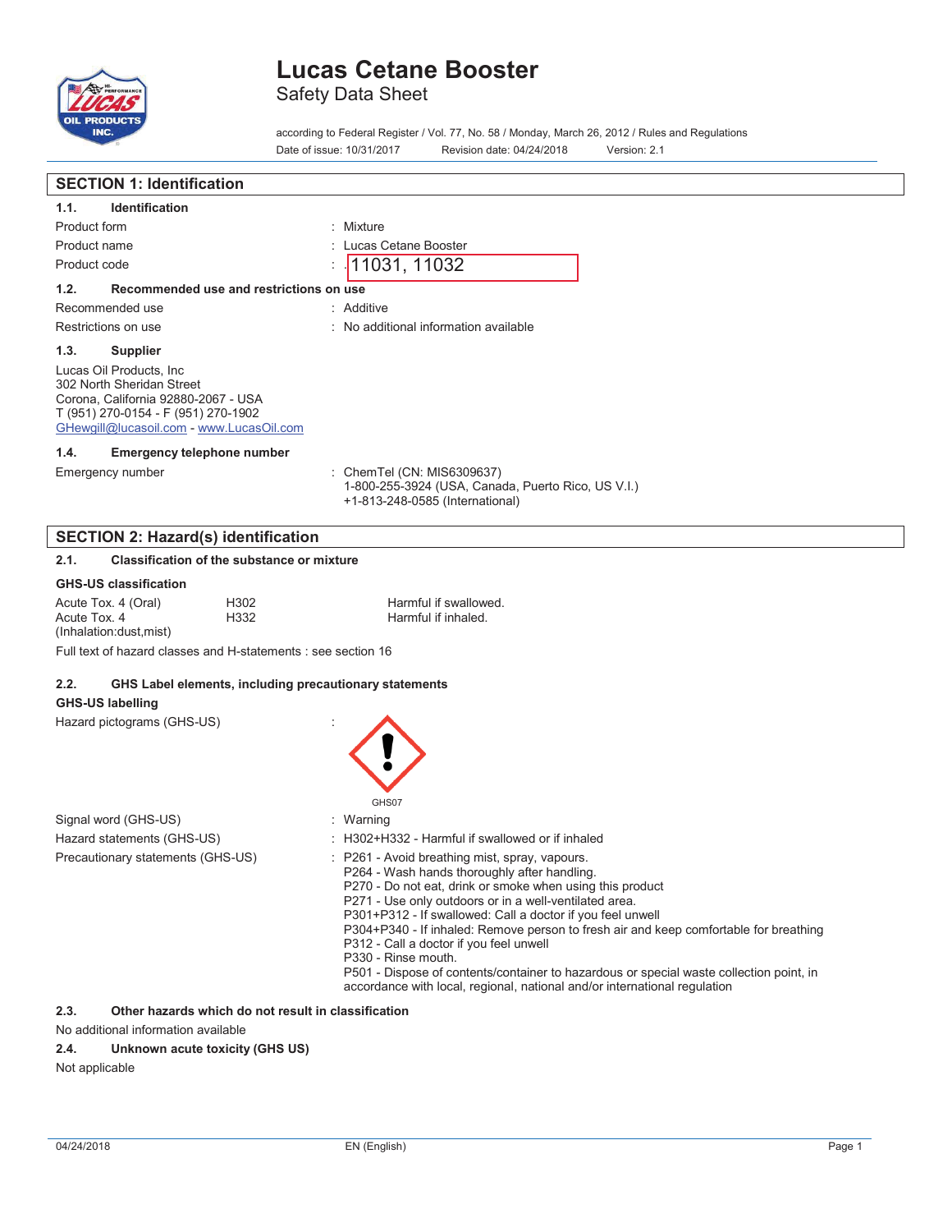# Lucas Cetane Booster

Safety Data Sheet

according to Federal Register / Vol. 77, No. 58 / Monday, March 26, 2012 / Rules and Regulations

Date of issue: 10/31/2017 Revision date: 04/24/2018 Version: 2.1

## SECTION 1: Identification

### 1.1. Identification

| | |
|---|---|
| Product form | : Mixture |
| Product name | : Lucas Cetane Booster |
| Product code | : 11031, 11032 |

### 1.2. Recommended use and restrictions on use

| | |
|---|---|
| Recommended use | : Additive |
| Restrictions on use | : No additional information available |

### 1.3. Supplier

Lucas Oil Products, Inc
302 North Sheridan Street
Corona, California 92880-2067 - USA
T (951) 270-0154 - F (951) 270-1902
GHewgill@lucasoil.com - www.LucasOil.com

### 1.4. Emergency telephone number

Emergency number : ChemTel (CN: MIS6309637)
1-800-255-3924 (USA, Canada, Puerto Rico, US V.I.)
+1-813-248-0585 (International)

## SECTION 2: Hazard(s) identification

### 2.1. Classification of the substance or mixture

**GHS-US classification**

| | | |
|---|---|---|
| Acute Tox. 4 (Oral) | H302 | Harmful if swallowed. |
| Acute Tox. 4 (Inhalation:dust,mist) | H332 | Harmful if inhaled. |

Full text of hazard classes and H-statements : see section 16

### 2.2. GHS Label elements, including precautionary statements

**GHS-US labelling**

Hazard pictograms (GHS-US) :

GHS07

Signal word (GHS-US) : Warning

Hazard statements (GHS-US) : H302+H332 - Harmful if swallowed or if inhaled

Precautionary statements (GHS-US) :
- P261 - Avoid breathing mist, spray, vapours.
- P264 - Wash hands thoroughly after handling.
- P270 - Do not eat, drink or smoke when using this product
- P271 - Use only outdoors or in a well-ventilated area.
- P301+P312 - If swallowed: Call a doctor if you feel unwell
- P304+P340 - If inhaled: Remove person to fresh air and keep comfortable for breathing
- P312 - Call a doctor if you feel unwell
- P330 - Rinse mouth.
- P501 - Dispose of contents/container to hazardous or special waste collection point, in accordance with local, regional, national and/or international regulation

### 2.3. Other hazards which do not result in classification

No additional information available

### 2.4. Unknown acute toxicity (GHS US)

Not applicable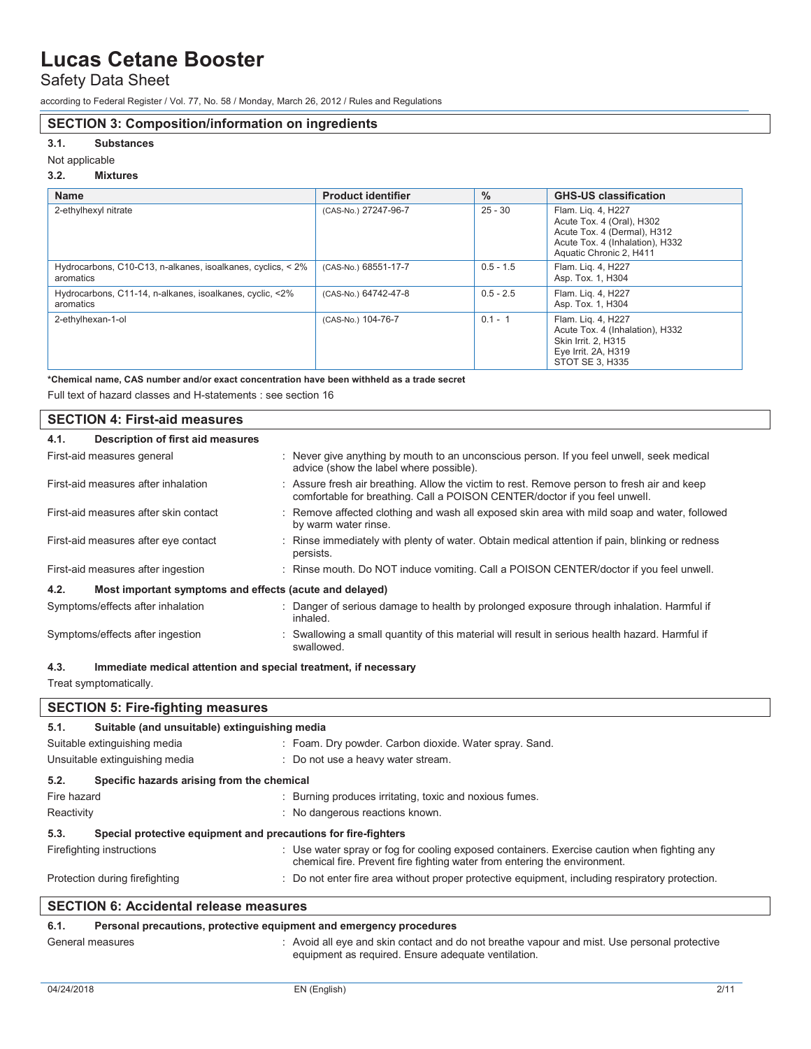### SECTION 3: Composition/information on ingredients

**3.1. Substances**

Not applicable

**3.2. Mixtures**

| Name | Product identifier | % | GHS-US classification |
|---|---|---|---|
| 2-ethylhexyl nitrate | (CAS-No.) 27247-96-7 | 25 - 30 | Flam. Liq. 4, H227<br>Acute Tox. 4 (Oral), H302<br>Acute Tox. 4 (Dermal), H312<br>Acute Tox. 4 (Inhalation), H332<br>Aquatic Chronic 2, H411 |
| Hydrocarbons, C10-C13, n-alkanes, isoalkanes, cyclics, < 2% aromatics | (CAS-No.) 68551-17-7 | 0.5 - 1.5 | Flam. Liq. 4, H227<br>Asp. Tox. 1, H304 |
| Hydrocarbons, C11-14, n-alkanes, isoalkanes, cyclic, <2% aromatics | (CAS-No.) 64742-47-8 | 0.5 - 2.5 | Flam. Liq. 4, H227<br>Asp. Tox. 1, H304 |
| 2-ethylhexan-1-ol | (CAS-No.) 104-76-7 | 0.1 - 1 | Flam. Liq. 4, H227<br>Acute Tox. 4 (Inhalation), H332<br>Skin Irrit. 2, H315<br>Eye Irrit. 2A, H319<br>STOT SE 3, H335 |

**\*Chemical name, CAS number and/or exact concentration have been withheld as a trade secret**

Full text of hazard classes and H-statements : see section 16

### SECTION 4: First-aid measures

**4.1. Description of first aid measures**

First-aid measures general : Never give anything by mouth to an unconscious person. If you feel unwell, seek medical advice (show the label where possible).

First-aid measures after inhalation : Assure fresh air breathing. Allow the victim to rest. Remove person to fresh air and keep comfortable for breathing. Call a POISON CENTER/doctor if you feel unwell.

First-aid measures after skin contact : Remove affected clothing and wash all exposed skin area with mild soap and water, followed by warm water rinse.

First-aid measures after eye contact : Rinse immediately with plenty of water. Obtain medical attention if pain, blinking or redness persists.

First-aid measures after ingestion : Rinse mouth. Do NOT induce vomiting. Call a POISON CENTER/doctor if you feel unwell.

**4.2. Most important symptoms and effects (acute and delayed)**

Symptoms/effects after inhalation : Danger of serious damage to health by prolonged exposure through inhalation. Harmful if inhaled.

Symptoms/effects after ingestion : Swallowing a small quantity of this material will result in serious health hazard. Harmful if swallowed.

**4.3. Immediate medical attention and special treatment, if necessary**

Treat symptomatically.

### SECTION 5: Fire-fighting measures

**5.1. Suitable (and unsuitable) extinguishing media**

Suitable extinguishing media : Foam. Dry powder. Carbon dioxide. Water spray. Sand.

Unsuitable extinguishing media : Do not use a heavy water stream.

**5.2. Specific hazards arising from the chemical**

Fire hazard : Burning produces irritating, toxic and noxious fumes.

Reactivity : No dangerous reactions known.

**5.3. Special protective equipment and precautions for fire-fighters**

Firefighting instructions : Use water spray or fog for cooling exposed containers. Exercise caution when fighting any chemical fire. Prevent fire fighting water from entering the environment.

Protection during firefighting : Do not enter fire area without proper protective equipment, including respiratory protection.

### SECTION 6: Accidental release measures

**6.1. Personal precautions, protective equipment and emergency procedures**

General measures : Avoid all eye and skin contact and do not breathe vapour and mist. Use personal protective equipment as required. Ensure adequate ventilation.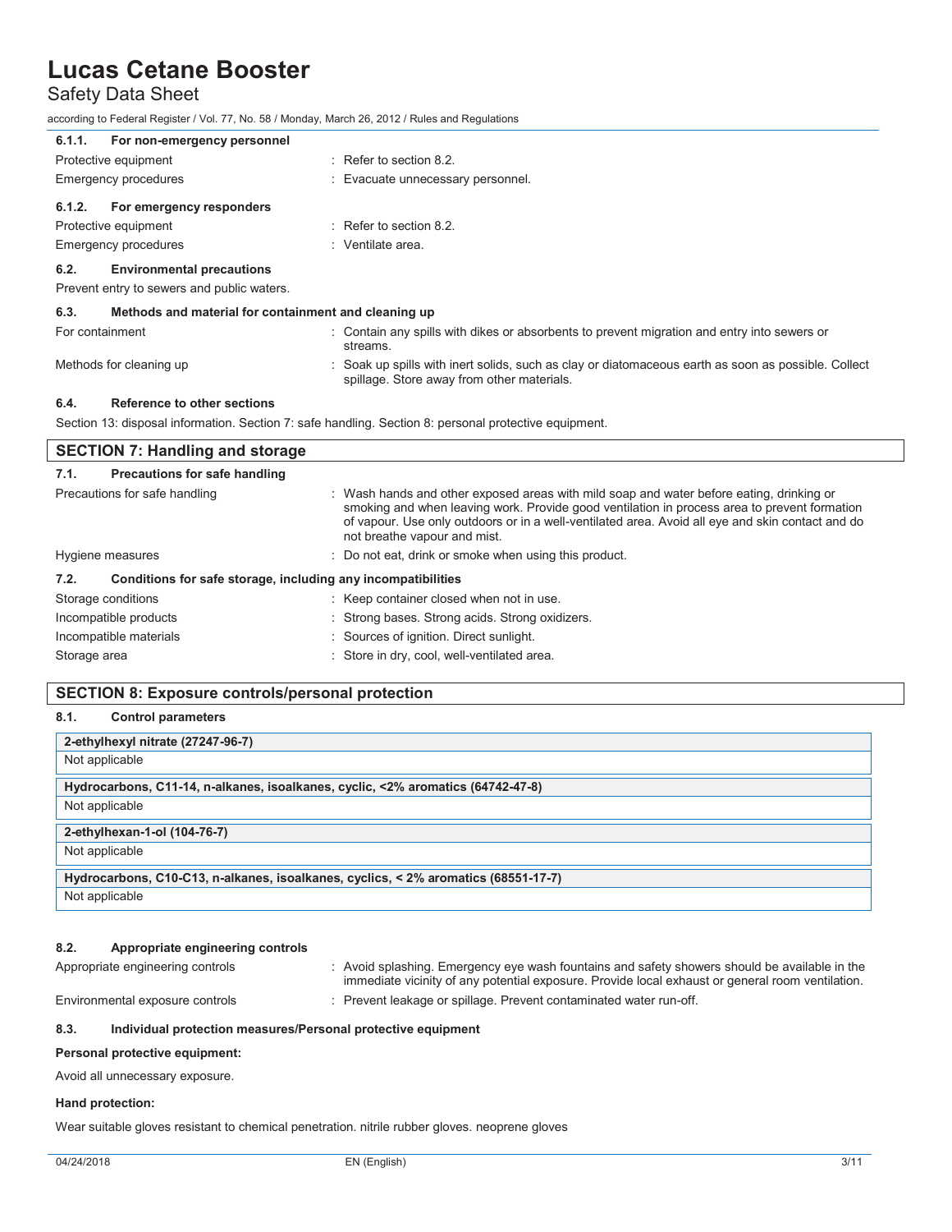#### 6.1.1. For non-emergency personnel

| | |
|---|---|
| Protective equipment | : Refer to section 8.2. |
| Emergency procedures | : Evacuate unnecessary personnel. |

#### 6.1.2. For emergency responders

| | |
|---|---|
| Protective equipment | : Refer to section 8.2. |
| Emergency procedures | : Ventilate area. |

### 6.2. Environmental precautions

Prevent entry to sewers and public waters.

### 6.3. Methods and material for containment and cleaning up

| | |
|---|---|
| For containment | : Contain any spills with dikes or absorbents to prevent migration and entry into sewers or streams. |
| Methods for cleaning up | : Soak up spills with inert solids, such as clay or diatomaceous earth as soon as possible. Collect spillage. Store away from other materials. |

### 6.4. Reference to other sections

Section 13: disposal information. Section 7: safe handling. Section 8: personal protective equipment.

## SECTION 7: Handling and storage

### 7.1. Precautions for safe handling

| | |
|---|---|
| Precautions for safe handling | : Wash hands and other exposed areas with mild soap and water before eating, drinking or smoking and when leaving work. Provide good ventilation in process area to prevent formation of vapour. Use only outdoors or in a well-ventilated area. Avoid all eye and skin contact and do not breathe vapour and mist. |
| Hygiene measures | : Do not eat, drink or smoke when using this product. |

### 7.2. Conditions for safe storage, including any incompatibilities

| | |
|---|---|
| Storage conditions | : Keep container closed when not in use. |
| Incompatible products | : Strong bases. Strong acids. Strong oxidizers. |
| Incompatible materials | : Sources of ignition. Direct sunlight. |
| Storage area | : Store in dry, cool, well-ventilated area. |

## SECTION 8: Exposure controls/personal protection

### 8.1. Control parameters

| 2-ethylhexyl nitrate (27247-96-7) |
|---|
| Not applicable |

| Hydrocarbons, C11-14, n-alkanes, isoalkanes, cyclic, <2% aromatics (64742-47-8) |
|---|
| Not applicable |

| 2-ethylhexan-1-ol (104-76-7) |
|---|
| Not applicable |

| Hydrocarbons, C10-C13, n-alkanes, isoalkanes, cyclics, < 2% aromatics (68551-17-7) |
|---|
| Not applicable |

### 8.2. Appropriate engineering controls

| | |
|---|---|
| Appropriate engineering controls | : Avoid splashing. Emergency eye wash fountains and safety showers should be available in the immediate vicinity of any potential exposure. Provide local exhaust or general room ventilation. |
| Environmental exposure controls | : Prevent leakage or spillage. Prevent contaminated water run-off. |

### 8.3. Individual protection measures/Personal protective equipment

**Personal protective equipment:**

Avoid all unnecessary exposure.

**Hand protection:**

Wear suitable gloves resistant to chemical penetration. nitrile rubber gloves. neoprene gloves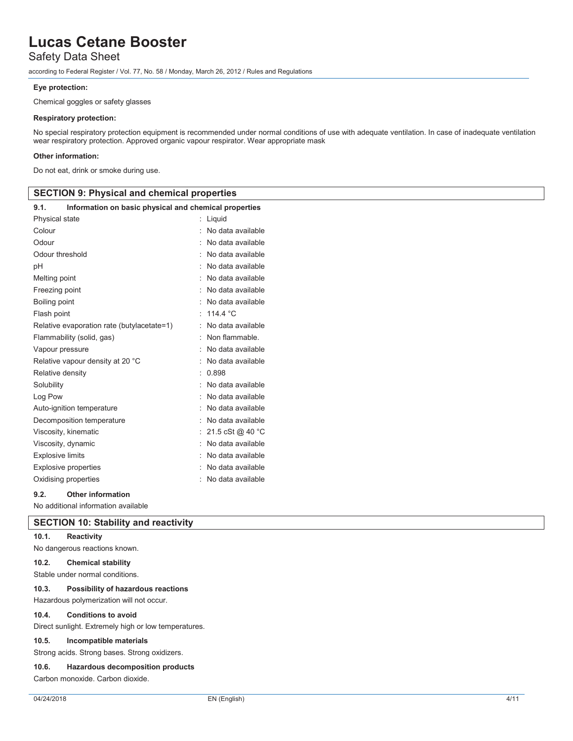**Eye protection:**

Chemical goggles or safety glasses

**Respiratory protection:**

No special respiratory protection equipment is recommended under normal conditions of use with adequate ventilation. In case of inadequate ventilation wear respiratory protection. Approved organic vapour respirator. Wear appropriate mask

**Other information:**

Do not eat, drink or smoke during use.

## SECTION 9: Physical and chemical properties

### 9.1. Information on basic physical and chemical properties

| Property | Value |
|---|---|
| Physical state | Liquid |
| Colour | No data available |
| Odour | No data available |
| Odour threshold | No data available |
| pH | No data available |
| Melting point | No data available |
| Freezing point | No data available |
| Boiling point | No data available |
| Flash point | 114.4 °C |
| Relative evaporation rate (butylacetate=1) | No data available |
| Flammability (solid, gas) | Non flammable. |
| Vapour pressure | No data available |
| Relative vapour density at 20 °C | No data available |
| Relative density | 0.898 |
| Solubility | No data available |
| Log Pow | No data available |
| Auto-ignition temperature | No data available |
| Decomposition temperature | No data available |
| Viscosity, kinematic | 21.5 cSt @ 40 °C |
| Viscosity, dynamic | No data available |
| Explosive limits | No data available |
| Explosive properties | No data available |
| Oxidising properties | No data available |

### 9.2. Other information

No additional information available

## SECTION 10: Stability and reactivity

### 10.1. Reactivity

No dangerous reactions known.

### 10.2. Chemical stability

Stable under normal conditions.

### 10.3. Possibility of hazardous reactions

Hazardous polymerization will not occur.

### 10.4. Conditions to avoid

Direct sunlight. Extremely high or low temperatures.

### 10.5. Incompatible materials

Strong acids. Strong bases. Strong oxidizers.

### 10.6. Hazardous decomposition products

Carbon monoxide. Carbon dioxide.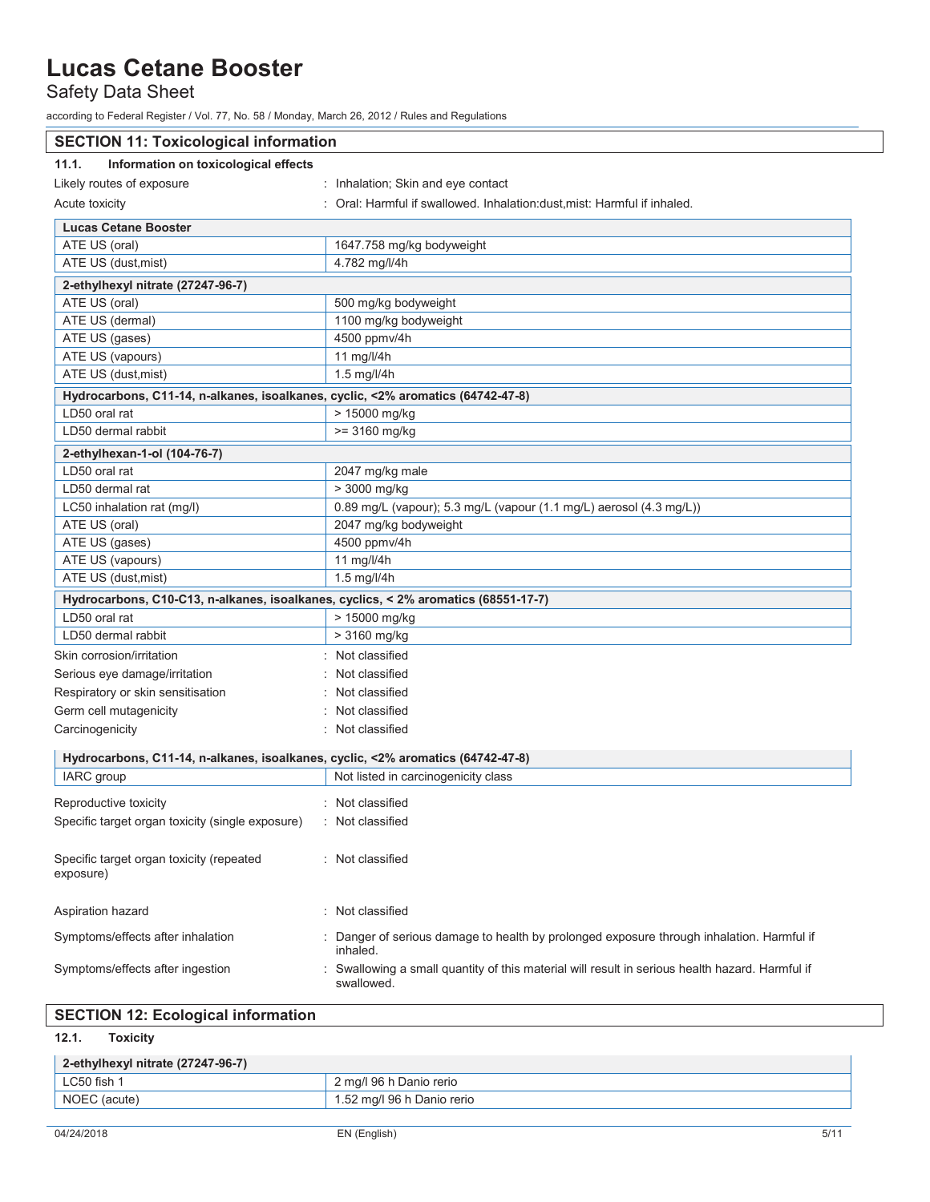## SECTION 11: Toxicological information

### 11.1. Information on toxicological effects

Likely routes of exposure : Inhalation; Skin and eye contact

Acute toxicity : Oral: Harmful if swallowed. Inhalation:dust,mist: Harmful if inhaled.

| **Lucas Cetane Booster** | |
|---|---|
| ATE US (oral) | 1647.758 mg/kg bodyweight |
| ATE US (dust,mist) | 4.782 mg/l/4h |

| **2-ethylhexyl nitrate (27247-96-7)** | |
|---|---|
| ATE US (oral) | 500 mg/kg bodyweight |
| ATE US (dermal) | 1100 mg/kg bodyweight |
| ATE US (gases) | 4500 ppmv/4h |
| ATE US (vapours) | 11 mg/l/4h |
| ATE US (dust,mist) | 1.5 mg/l/4h |

| **Hydrocarbons, C11-14, n-alkanes, isoalkanes, cyclic, <2% aromatics (64742-47-8)** | |
|---|---|
| LD50 oral rat | > 15000 mg/kg |
| LD50 dermal rabbit | >= 3160 mg/kg |

| **2-ethylhexan-1-ol (104-76-7)** | |
|---|---|
| LD50 oral rat | 2047 mg/kg male |
| LD50 dermal rat | > 3000 mg/kg |
| LC50 inhalation rat (mg/l) | 0.89 mg/L (vapour); 5.3 mg/L (vapour (1.1 mg/L) aerosol (4.3 mg/L)) |
| ATE US (oral) | 2047 mg/kg bodyweight |
| ATE US (gases) | 4500 ppmv/4h |
| ATE US (vapours) | 11 mg/l/4h |
| ATE US (dust,mist) | 1.5 mg/l/4h |

| **Hydrocarbons, C10-C13, n-alkanes, isoalkanes, cyclics, < 2% aromatics (68551-17-7)** | |
|---|---|
| LD50 oral rat | > 15000 mg/kg |
| LD50 dermal rabbit | > 3160 mg/kg |

Skin corrosion/irritation : Not classified

Serious eye damage/irritation : Not classified

Respiratory or skin sensitisation : Not classified

Germ cell mutagenicity : Not classified

Carcinogenicity : Not classified

| **Hydrocarbons, C11-14, n-alkanes, isoalkanes, cyclic, <2% aromatics (64742-47-8)** | |
|---|---|
| IARC group | Not listed in carcinogenicity class |

Reproductive toxicity : Not classified

Specific target organ toxicity (single exposure) : Not classified

Specific target organ toxicity (repeated exposure) : Not classified

Aspiration hazard : Not classified

Symptoms/effects after inhalation : Danger of serious damage to health by prolonged exposure through inhalation. Harmful if inhaled.

Symptoms/effects after ingestion : Swallowing a small quantity of this material will result in serious health hazard. Harmful if swallowed.

## SECTION 12: Ecological information

### 12.1. Toxicity

| **2-ethylhexyl nitrate (27247-96-7)** | |
|---|---|
| LC50 fish 1 | 2 mg/l 96 h Danio rerio |
| NOEC (acute) | 1.52 mg/l 96 h Danio rerio |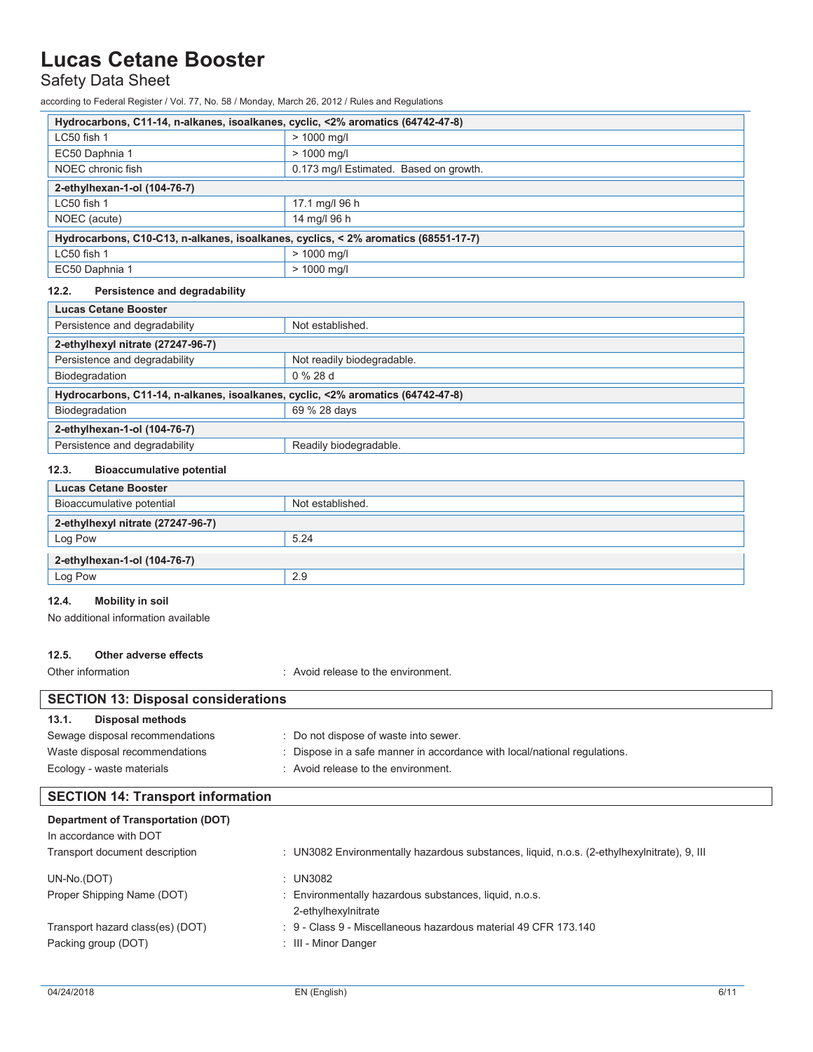| Hydrocarbons, C11-14, n-alkanes, isoalkanes, cyclic, <2% aromatics (64742-47-8) | |
|---|---|
| LC50 fish 1 | > 1000 mg/l |
| EC50 Daphnia 1 | > 1000 mg/l |
| NOEC chronic fish | 0.173 mg/l Estimated. Based on growth. |

| 2-ethylhexan-1-ol (104-76-7) | |
|---|---|
| LC50 fish 1 | 17.1 mg/l 96 h |
| NOEC (acute) | 14 mg/l 96 h |

| Hydrocarbons, C10-C13, n-alkanes, isoalkanes, cyclics, < 2% aromatics (68551-17-7) | |
|---|---|
| LC50 fish 1 | > 1000 mg/l |
| EC50 Daphnia 1 | > 1000 mg/l |

### 12.2. Persistence and degradability

| Lucas Cetane Booster | |
|---|---|
| Persistence and degradability | Not established. |

| 2-ethylhexyl nitrate (27247-96-7) | |
|---|---|
| Persistence and degradability | Not readily biodegradable. |
| Biodegradation | 0 % 28 d |

| Hydrocarbons, C11-14, n-alkanes, isoalkanes, cyclic, <2% aromatics (64742-47-8) | |
|---|---|
| Biodegradation | 69 % 28 days |

| 2-ethylhexan-1-ol (104-76-7) | |
|---|---|
| Persistence and degradability | Readily biodegradable. |

### 12.3. Bioaccumulative potential

| Lucas Cetane Booster | |
|---|---|
| Bioaccumulative potential | Not established. |

| 2-ethylhexyl nitrate (27247-96-7) | |
|---|---|
| Log Pow | 5.24 |

| 2-ethylhexan-1-ol (104-76-7) | |
|---|---|
| Log Pow | 2.9 |

### 12.4. Mobility in soil

No additional information available

### 12.5. Other adverse effects

Other information : Avoid release to the environment.

## SECTION 13: Disposal considerations

### 13.1. Disposal methods

Sewage disposal recommendations : Do not dispose of waste into sewer.

Waste disposal recommendations : Dispose in a safe manner in accordance with local/national regulations.

Ecology - waste materials : Avoid release to the environment.

## SECTION 14: Transport information

**Department of Transportation (DOT)**

In accordance with DOT

Transport document description : UN3082 Environmentally hazardous substances, liquid, n.o.s. (2-ethylhexylnitrate), 9, III

UN-No.(DOT) : UN3082

Proper Shipping Name (DOT) : Environmentally hazardous substances, liquid, n.o.s.
2-ethylhexylnitrate

Transport hazard class(es) (DOT) : 9 - Class 9 - Miscellaneous hazardous material 49 CFR 173.140

Packing group (DOT) : III - Minor Danger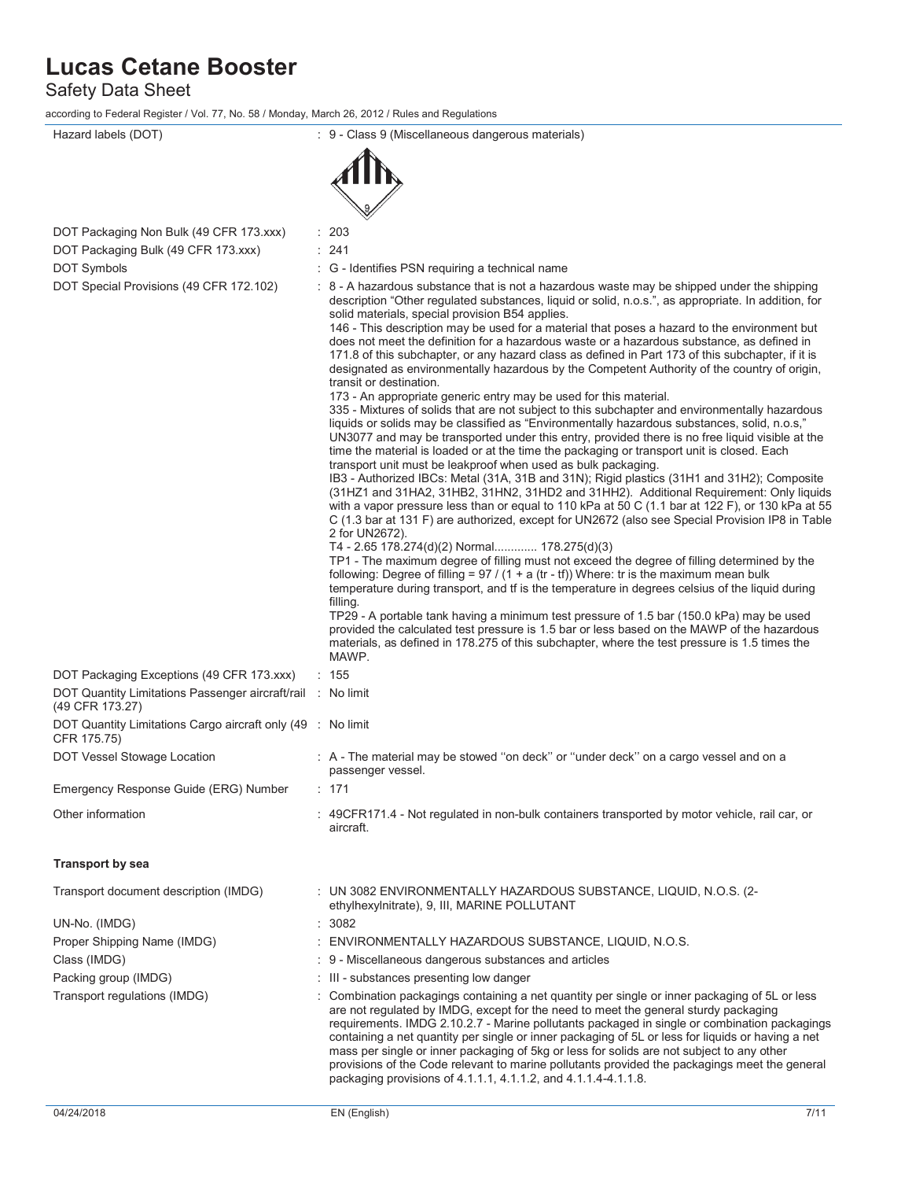| | |
|---|---|
| Hazard labels (DOT) | : 9 - Class 9 (Miscellaneous dangerous materials) |
| DOT Packaging Non Bulk (49 CFR 173.xxx) | : 203 |
| DOT Packaging Bulk (49 CFR 173.xxx) | : 241 |
| DOT Symbols | : G - Identifies PSN requiring a technical name |
| DOT Special Provisions (49 CFR 172.102) | : 8 - A hazardous substance that is not a hazardous waste may be shipped under the shipping description "Other regulated substances, liquid or solid, n.o.s.", as appropriate. In addition, for solid materials, special provision B54 applies.<br>146 - This description may be used for a material that poses a hazard to the environment but does not meet the definition for a hazardous waste or a hazardous substance, as defined in 171.8 of this subchapter, or any hazard class as defined in Part 173 of this subchapter, if it is designated as environmentally hazardous by the Competent Authority of the country of origin, transit or destination.<br>173 - An appropriate generic entry may be used for this material.<br>335 - Mixtures of solids that are not subject to this subchapter and environmentally hazardous liquids or solids may be classified as "Environmentally hazardous substances, solid, n.o.s," UN3077 and may be transported under this entry, provided there is no free liquid visible at the time the material is loaded or at the time the packaging or transport unit is closed. Each transport unit must be leakproof when used as bulk packaging.<br>IB3 - Authorized IBCs: Metal (31A, 31B and 31N); Rigid plastics (31H1 and 31H2); Composite (31HZ1 and 31HA2, 31HB2, 31HN2, 31HD2 and 31HH2). Additional Requirement: Only liquids with a vapor pressure less than or equal to 110 kPa at 50 C (1.1 bar at 122 F), or 130 kPa at 55 C (1.3 bar at 131 F) are authorized, except for UN2672 (also see Special Provision IP8 in Table 2 for UN2672).<br>T4 - 2.65 178.274(d)(2) Normal............ 178.275(d)(3)<br>TP1 - The maximum degree of filling must not exceed the degree of filling determined by the following: Degree of filling = 97 / (1 + a (tr - tf)) Where: tr is the maximum mean bulk temperature during transport, and tf is the temperature in degrees celsius of the liquid during filling.<br>TP29 - A portable tank having a minimum test pressure of 1.5 bar (150.0 kPa) may be used provided the calculated test pressure is 1.5 bar or less based on the MAWP of the hazardous materials, as defined in 178.275 of this subchapter, where the test pressure is 1.5 times the MAWP. |
| DOT Packaging Exceptions (49 CFR 173.xxx) | : 155 |
| DOT Quantity Limitations Passenger aircraft/rail (49 CFR 173.27) | : No limit |
| DOT Quantity Limitations Cargo aircraft only (49 CFR 175.75) | : No limit |
| DOT Vessel Stowage Location | : A - The material may be stowed "on deck" or "under deck" on a cargo vessel and on a passenger vessel. |
| Emergency Response Guide (ERG) Number | : 171 |
| Other information | : 49CFR171.4 - Not regulated in non-bulk containers transported by motor vehicle, rail car, or aircraft. |

**Transport by sea**

| | |
|---|---|
| Transport document description (IMDG) | : UN 3082 ENVIRONMENTALLY HAZARDOUS SUBSTANCE, LIQUID, N.O.S. (2-ethylhexylnitrate), 9, III, MARINE POLLUTANT |
| UN-No. (IMDG) | : 3082 |
| Proper Shipping Name (IMDG) | : ENVIRONMENTALLY HAZARDOUS SUBSTANCE, LIQUID, N.O.S. |
| Class (IMDG) | : 9 - Miscellaneous dangerous substances and articles |
| Packing group (IMDG) | : III - substances presenting low danger |
| Transport regulations (IMDG) | : Combination packagings containing a net quantity per single or inner packaging of 5L or less are not regulated by IMDG, except for the need to meet the general sturdy packaging requirements. IMDG 2.10.2.7 - Marine pollutants packaged in single or combination packagings containing a net quantity per single or inner packaging of 5L or less for liquids or having a net mass per single or inner packaging of 5kg or less for solids are not subject to any other provisions of the Code relevant to marine pollutants provided the packagings meet the general packaging provisions of 4.1.1.1, 4.1.1.2, and 4.1.1.4-4.1.1.8. |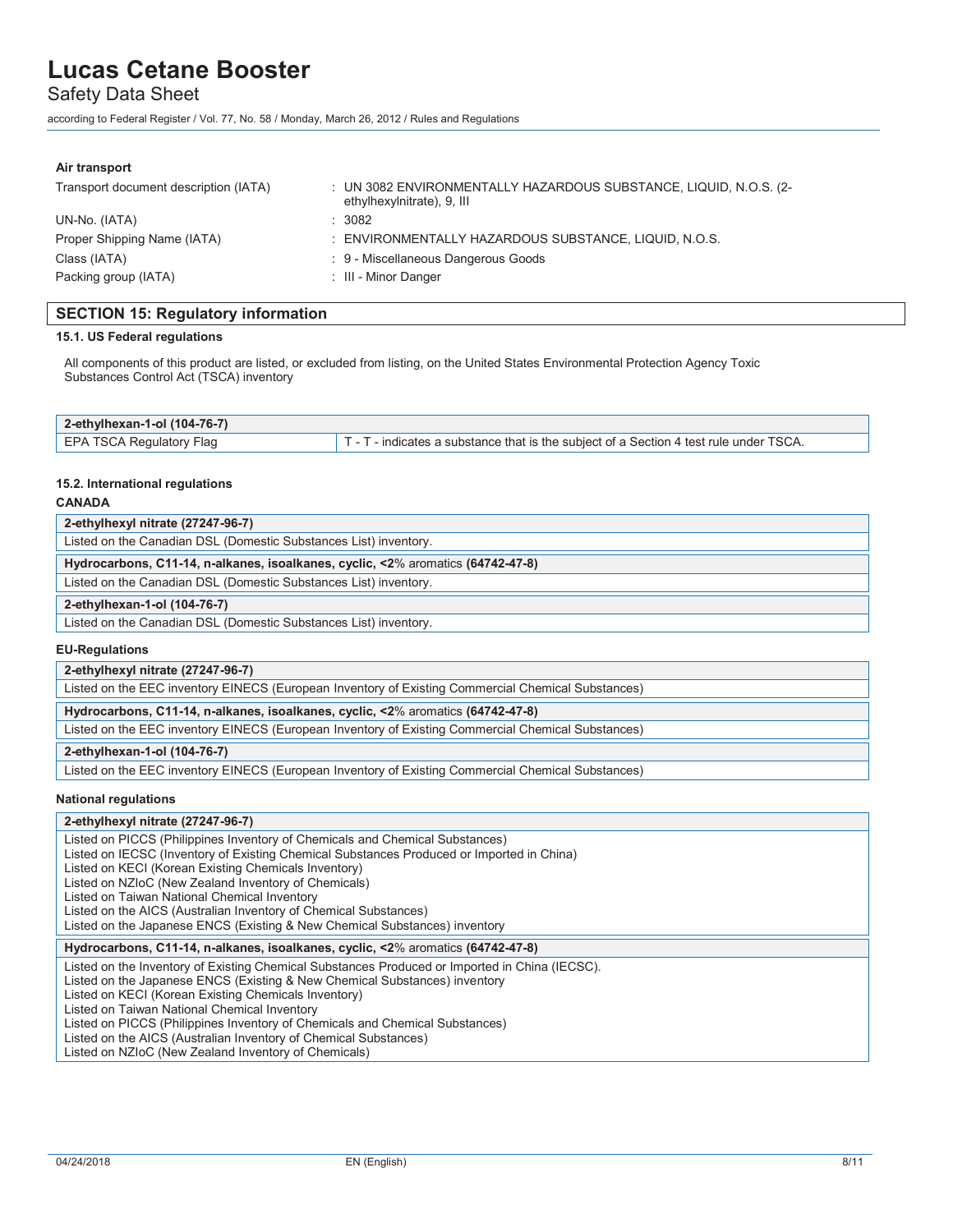**Air transport**

| | |
|---|---|
| Transport document description (IATA) | : UN 3082 ENVIRONMENTALLY HAZARDOUS SUBSTANCE, LIQUID, N.O.S. (2-ethylhexylnitrate), 9, III |
| UN-No. (IATA) | : 3082 |
| Proper Shipping Name (IATA) | : ENVIRONMENTALLY HAZARDOUS SUBSTANCE, LIQUID, N.O.S. |
| Class (IATA) | : 9 - Miscellaneous Dangerous Goods |
| Packing group (IATA) | : III - Minor Danger |

## SECTION 15: Regulatory information

### 15.1. US Federal regulations

All components of this product are listed, or excluded from listing, on the United States Environmental Protection Agency Toxic Substances Control Act (TSCA) inventory

| 2-ethylhexan-1-ol (104-76-7) | |
|---|---|
| EPA TSCA Regulatory Flag | T - T - indicates a substance that is the subject of a Section 4 test rule under TSCA. |

### 15.2. International regulations

**CANADA**

| **2-ethylhexyl nitrate (27247-96-7)** |
|---|
| Listed on the Canadian DSL (Domestic Substances List) inventory. |

| **Hydrocarbons, C11-14, n-alkanes, isoalkanes, cyclic, <2**% aromatics **(64742-47-8)** |
|---|
| Listed on the Canadian DSL (Domestic Substances List) inventory. |

| **2-ethylhexan-1-ol (104-76-7)** |
|---|
| Listed on the Canadian DSL (Domestic Substances List) inventory. |

**EU-Regulations**

| **2-ethylhexyl nitrate (27247-96-7)** |
|---|
| Listed on the EEC inventory EINECS (European Inventory of Existing Commercial Chemical Substances) |

| **Hydrocarbons, C11-14, n-alkanes, isoalkanes, cyclic, <2**% aromatics **(64742-47-8)** |
|---|
| Listed on the EEC inventory EINECS (European Inventory of Existing Commercial Chemical Substances) |

| **2-ethylhexan-1-ol (104-76-7)** |
|---|
| Listed on the EEC inventory EINECS (European Inventory of Existing Commercial Chemical Substances) |

**National regulations**

| **2-ethylhexyl nitrate (27247-96-7)** |
|---|
| Listed on PICCS (Philippines Inventory of Chemicals and Chemical Substances)<br>Listed on IECSC (Inventory of Existing Chemical Substances Produced or Imported in China)<br>Listed on KECI (Korean Existing Chemicals Inventory)<br>Listed on NZIoC (New Zealand Inventory of Chemicals)<br>Listed on Taiwan National Chemical Inventory<br>Listed on the AICS (Australian Inventory of Chemical Substances)<br>Listed on the Japanese ENCS (Existing & New Chemical Substances) inventory |

| **Hydrocarbons, C11-14, n-alkanes, isoalkanes, cyclic, <2**% aromatics **(64742-47-8)** |
|---|
| Listed on the Inventory of Existing Chemical Substances Produced or Imported in China (IECSC).<br>Listed on the Japanese ENCS (Existing & New Chemical Substances) inventory<br>Listed on KECI (Korean Existing Chemicals Inventory)<br>Listed on Taiwan National Chemical Inventory<br>Listed on PICCS (Philippines Inventory of Chemicals and Chemical Substances)<br>Listed on the AICS (Australian Inventory of Chemical Substances)<br>Listed on NZIoC (New Zealand Inventory of Chemicals) |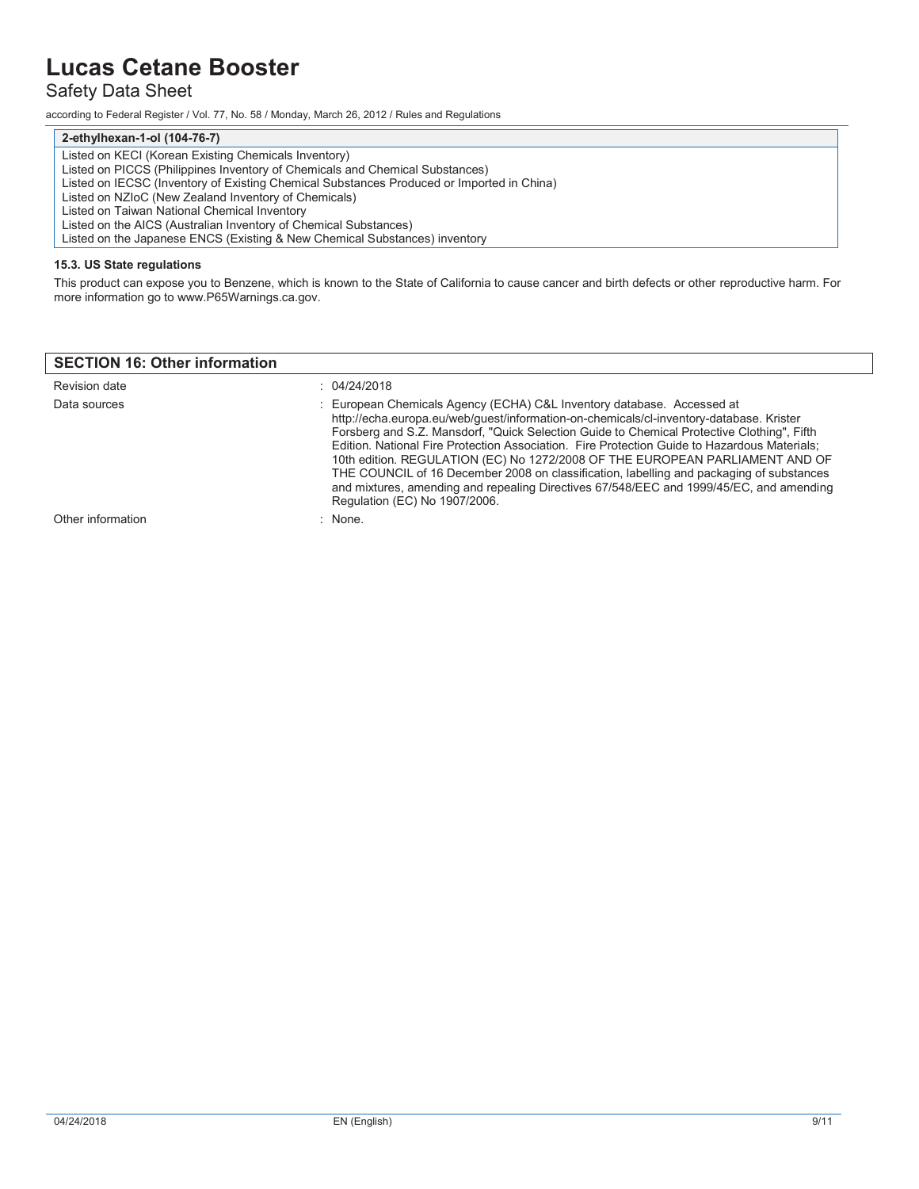| 2-ethylhexan-1-ol (104-76-7) |
|---|
| Listed on KECI (Korean Existing Chemicals Inventory)<br>Listed on PICCS (Philippines Inventory of Chemicals and Chemical Substances)<br>Listed on IECSC (Inventory of Existing Chemical Substances Produced or Imported in China)<br>Listed on NZIoC (New Zealand Inventory of Chemicals)<br>Listed on Taiwan National Chemical Inventory<br>Listed on the AICS (Australian Inventory of Chemical Substances)<br>Listed on the Japanese ENCS (Existing & New Chemical Substances) inventory |

### 15.3. US State regulations

This product can expose you to Benzene, which is known to the State of California to cause cancer and birth defects or other reproductive harm. For more information go to www.P65Warnings.ca.gov.

## SECTION 16: Other information

Revision date : 04/24/2018

Data sources : European Chemicals Agency (ECHA) C&L Inventory database. Accessed at http://echa.europa.eu/web/guest/information-on-chemicals/cl-inventory-database. Krister Forsberg and S.Z. Mansdorf, "Quick Selection Guide to Chemical Protective Clothing", Fifth Edition. National Fire Protection Association. Fire Protection Guide to Hazardous Materials; 10th edition. REGULATION (EC) No 1272/2008 OF THE EUROPEAN PARLIAMENT AND OF THE COUNCIL of 16 December 2008 on classification, labelling and packaging of substances and mixtures, amending and repealing Directives 67/548/EEC and 1999/45/EC, and amending Regulation (EC) No 1907/2006.

Other information : None.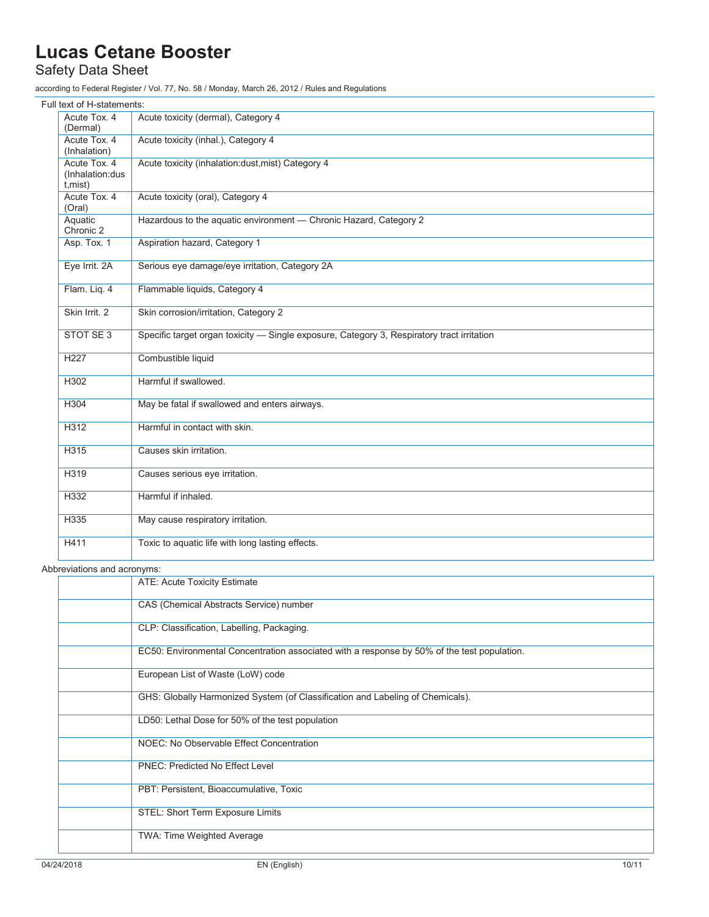Full text of H-statements:

| | |
|---|---|
| Acute Tox. 4 (Dermal) | Acute toxicity (dermal), Category 4 |
| Acute Tox. 4 (Inhalation) | Acute toxicity (inhal.), Category 4 |
| Acute Tox. 4 (Inhalation:dust,mist) | Acute toxicity (inhalation:dust,mist) Category 4 |
| Acute Tox. 4 (Oral) | Acute toxicity (oral), Category 4 |
| Aquatic Chronic 2 | Hazardous to the aquatic environment — Chronic Hazard, Category 2 |
| Asp. Tox. 1 | Aspiration hazard, Category 1 |
| Eye Irrit. 2A | Serious eye damage/eye irritation, Category 2A |
| Flam. Liq. 4 | Flammable liquids, Category 4 |
| Skin Irrit. 2 | Skin corrosion/irritation, Category 2 |
| STOT SE 3 | Specific target organ toxicity — Single exposure, Category 3, Respiratory tract irritation |
| H227 | Combustible liquid |
| H302 | Harmful if swallowed. |
| H304 | May be fatal if swallowed and enters airways. |
| H312 | Harmful in contact with skin. |
| H315 | Causes skin irritation. |
| H319 | Causes serious eye irritation. |
| H332 | Harmful if inhaled. |
| H335 | May cause respiratory irritation. |
| H411 | Toxic to aquatic life with long lasting effects. |

Abbreviations and acronyms:

| | |
|---|---|
| | ATE: Acute Toxicity Estimate |
| | CAS (Chemical Abstracts Service) number |
| | CLP: Classification, Labelling, Packaging. |
| | EC50: Environmental Concentration associated with a response by 50% of the test population. |
| | European List of Waste (LoW) code |
| | GHS: Globally Harmonized System (of Classification and Labeling of Chemicals). |
| | LD50: Lethal Dose for 50% of the test population |
| | NOEC: No Observable Effect Concentration |
| | PNEC: Predicted No Effect Level |
| | PBT: Persistent, Bioaccumulative, Toxic |
| | STEL: Short Term Exposure Limits |
| | TWA: Time Weighted Average |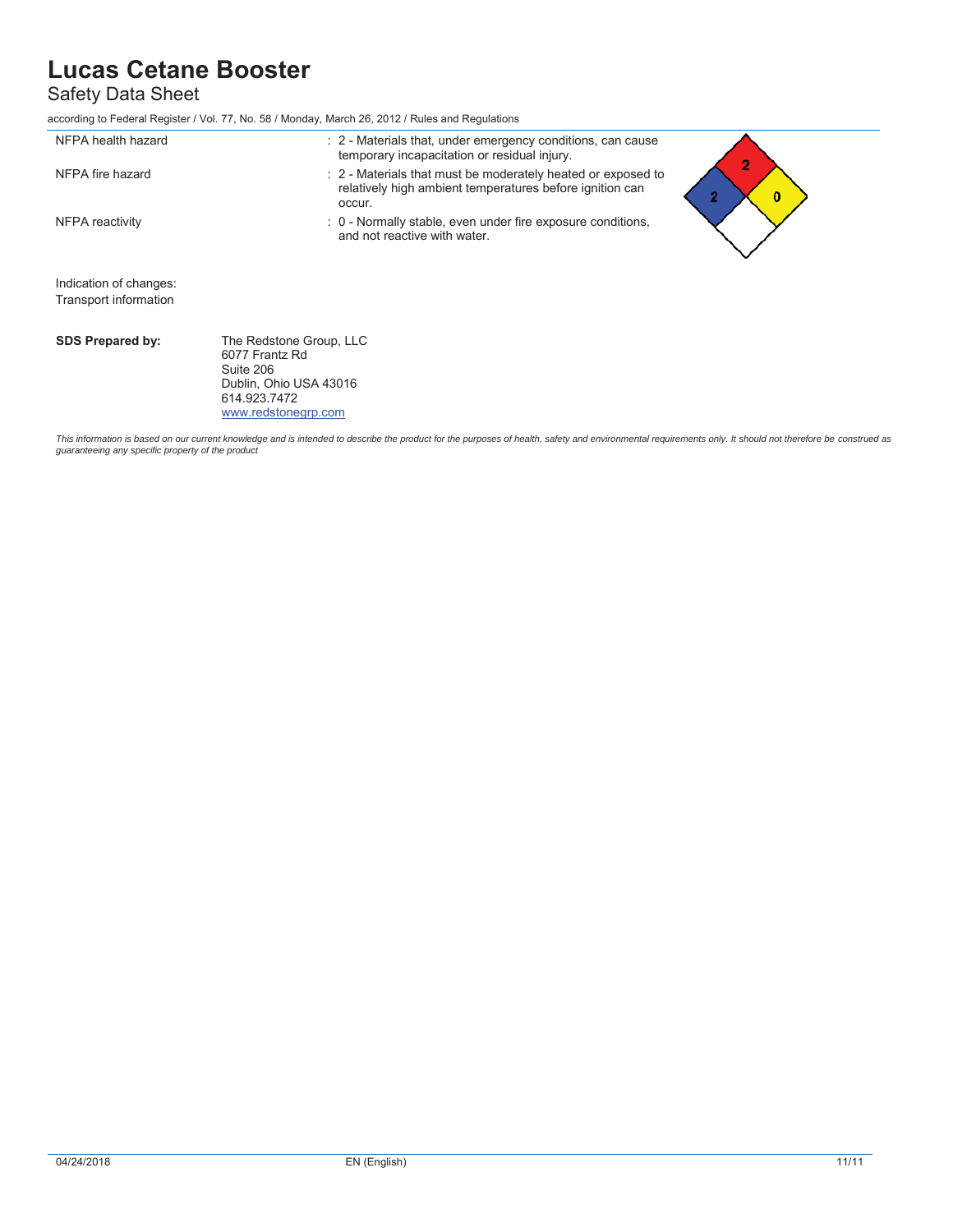NFPA health hazard : 2 - Materials that, under emergency conditions, can cause temporary incapacitation or residual injury.

NFPA fire hazard : 2 - Materials that must be moderately heated or exposed to relatively high ambient temperatures before ignition can occur.

NFPA reactivity : 0 - Normally stable, even under fire exposure conditions, and not reactive with water.

2
2
0

Indication of changes:
Transport information

**SDS Prepared by:**

The Redstone Group, LLC
6077 Frantz Rd
Suite 206
Dublin, Ohio USA 43016
614.923.7472
www.redstonegrp.com

*This information is based on our current knowledge and is intended to describe the product for the purposes of health, safety and environmental requirements only. It should not therefore be construed as guaranteeing any specific property of the product*